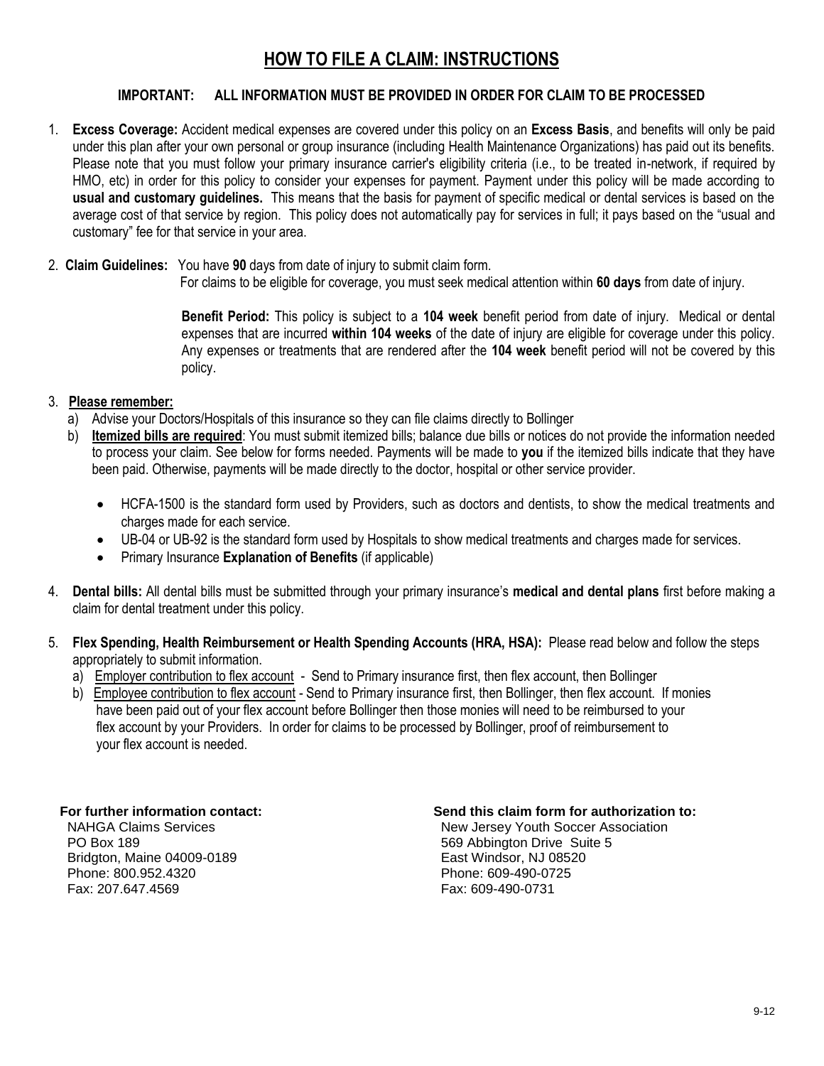# HOW TO FILE A CLAIM: INSTRUCTIONS

**IMPORTANT: ALL INFORMATION MUST BE PROVIDED IN ORDER FOR CLAIM TO BE PROCESSED**

1. **Excess Coverage:** Accident medical expenses are covered under this policy on an **Excess Basis**, and benefits will only be paid under this plan after your own personal or group insurance (including Health Maintenance Organizations) has paid out its benefits. Please note that you must follow your primary insurance carrier's eligibility criteria (i.e., to be treated in-network, if required by HMO, etc) in order for this policy to consider your expenses for payment. Payment under this policy will be made according to **usual and customary guidelines.** This means that the basis for payment of specific medical or dental services is based on the average cost of that service by region. This policy does not automatically pay for services in full; it pays based on the "usual and customary" fee for that service in your area.

2. **Claim Guidelines:** You have **90** days from date of injury to submit claim form.
   For claims to be eligible for coverage, you must seek medical attention within **60 days** from date of injury.

   **Benefit Period:** This policy is subject to a **104 week** benefit period from date of injury. Medical or dental expenses that are incurred **within 104 weeks** of the date of injury are eligible for coverage under this policy. Any expenses or treatments that are rendered after the **104 week** benefit period will not be covered by this policy.

3. **Please remember:**
   a) Advise your Doctors/Hospitals of this insurance so they can file claims directly to Bollinger
   b) **Itemized bills are required**: You must submit itemized bills; balance due bills or notices do not provide the information needed to process your claim. See below for forms needed. Payments will be made to **you** if the itemized bills indicate that they have been paid. Otherwise, payments will be made directly to the doctor, hospital or other service provider.

   - HCFA-1500 is the standard form used by Providers, such as doctors and dentists, to show the medical treatments and charges made for each service.
   - UB-04 or UB-92 is the standard form used by Hospitals to show medical treatments and charges made for services.
   - Primary Insurance **Explanation of Benefits** (if applicable)

4. **Dental bills:** All dental bills must be submitted through your primary insurance's **medical and dental plans** first before making a claim for dental treatment under this policy.

5. **Flex Spending, Health Reimbursement or Health Spending Accounts (HRA, HSA):** Please read below and follow the steps appropriately to submit information.
   a) Employer contribution to flex account - Send to Primary insurance first, then flex account, then Bollinger
   b) Employee contribution to flex account - Send to Primary insurance first, then Bollinger, then flex account. If monies have been paid out of your flex account before Bollinger then those monies will need to be reimbursed to your flex account by your Providers. In order for claims to be processed by Bollinger, proof of reimbursement to your flex account is needed.

**For further information contact:**
NAHGA Claims Services
PO Box 189
Bridgton, Maine 04009-0189
Phone: 800.952.4320
Fax: 207.647.4569

**Send this claim form for authorization to:**
New Jersey Youth Soccer Association
569 Abbington Drive Suite 5
East Windsor, NJ 08520
Phone: 609-490-0725
Fax: 609-490-0731

9-12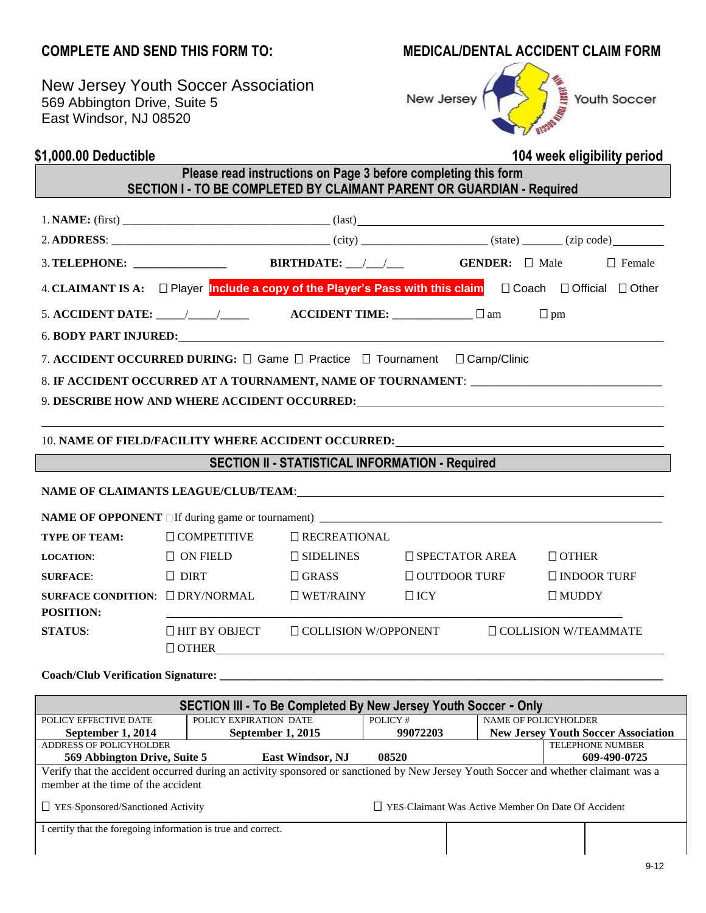**COMPLETE AND SEND THIS FORM TO:**

New Jersey Youth Soccer Association
569 Abbington Drive, Suite 5
East Windsor, NJ 08520

**MEDICAL/DENTAL ACCIDENT CLAIM FORM**

New Jersey Youth Soccer

**$1,000.00 Deductible** **104 week eligibility period**

**Please read instructions on Page 3 before completing this form**
**SECTION I - TO BE COMPLETED BY CLAIMANT PARENT OR GUARDIAN - Required**

1. **NAME:** (first) ______________________ (last) ______________________
2. **ADDRESS**: ______________________ (city) ______________ (state) _______ (zip code) ________
3. **TELEPHONE:** _______________ **BIRTHDATE:** ___/___/___ **GENDER:** ☐ Male ☐ Female
4. **CLAIMANT IS A:** ☐ Player **Include a copy of the Player's Pass with this claim** ☐ Coach ☐ Official ☐ Other
5. **ACCIDENT DATE:** _____/_____/_____ **ACCIDENT TIME:** _____________ ☐ am ☐ pm
6. **BODY PART INJURED:** ______________________
7. **ACCIDENT OCCURRED DURING:** ☐ Game ☐ Practice ☐ Tournament ☐ Camp/Clinic
8. **IF ACCIDENT OCCURRED AT A TOURNAMENT, NAME OF TOURNAMENT**: ______________________
9. **DESCRIBE HOW AND WHERE ACCIDENT OCCURRED:** ______________________

______________________________________________

10. **NAME OF FIELD/FACILITY WHERE ACCIDENT OCCURRED:** ______________________

**SECTION II - STATISTICAL INFORMATION - Required**

**NAME OF CLAIMANTS LEAGUE/CLUB/TEAM**: ______________________

**NAME OF OPPONENT** ☐If during game or tournament) ______________________

| | | | | |
|---|---|---|---|---|
| **TYPE OF TEAM:** | ☐ COMPETITIVE | ☐ RECREATIONAL | | |
| **LOCATION:** | ☐ ON FIELD | ☐ SIDELINES | ☐ SPECTATOR AREA | ☐ OTHER |
| **SURFACE:** | ☐ DIRT | ☐ GRASS | ☐ OUTDOOR TURF | ☐ INDOOR TURF |
| **SURFACE CONDITION:** | ☐ DRY/NORMAL | ☐ WET/RAINY | ☐ ICY | ☐ MUDDY |
| **POSITION:** | ______________ | | | |
| **STATUS:** | ☐ HIT BY OBJECT | ☐ COLLISION W/OPPONENT | ☐ COLLISION W/TEAMMATE | |
| | ☐ OTHER ______________ | | | |

**Coach/Club Verification Signature:** ______________________

**SECTION III - To Be Completed By New Jersey Youth Soccer - Only**

| POLICY EFFECTIVE DATE | POLICY EXPIRATION DATE | POLICY # | NAME OF POLICYHOLDER |
|---|---|---|---|
| **September 1, 2014** | **September 1, 2015** | **99072203** | **New Jersey Youth Soccer Association** |

| ADDRESS OF POLICYHOLDER | | | TELEPHONE NUMBER |
|---|---|---|---|
| **569 Abbington Drive, Suite 5** | **East Windsor, NJ** | **08520** | **609-490-0725** |

Verify that the accident occurred during an activity sponsored or sanctioned by New Jersey Youth Soccer and whether claimant was a member at the time of the accident

☐ YES-Sponsored/Sanctioned Activity ☐ YES-Claimant Was Active Member On Date Of Accident

| I certify that the foregoing information is true and correct. | | |
|---|---|---|
| | | |

9-12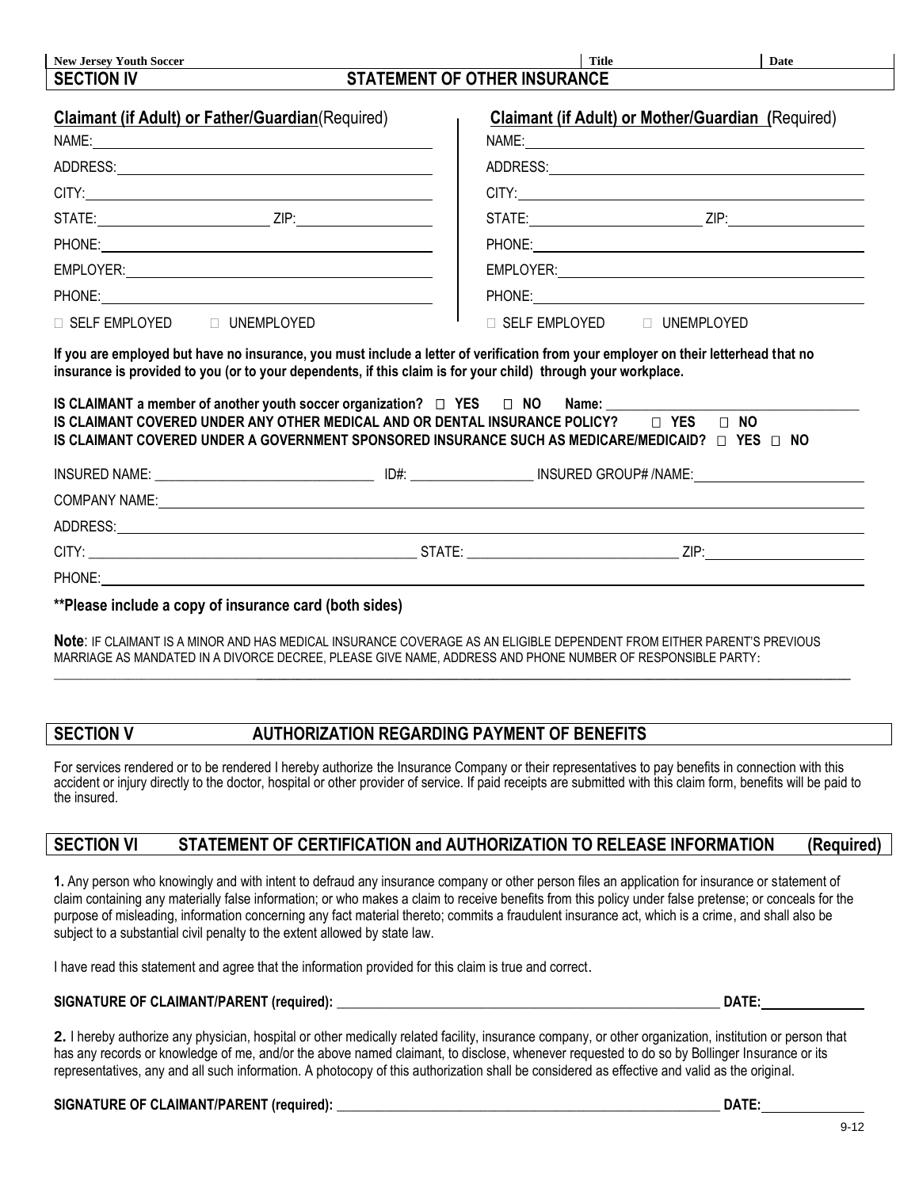| New Jersey Youth Soccer | Title | Date |
|---|---|---|

## SECTION IV STATEMENT OF OTHER INSURANCE

**Claimant (if Adult) or Father/Guardian**(Required)

NAME: 

ADDRESS: 

CITY: 

STATE: ZIP: 

PHONE: 

EMPLOYER: 

PHONE: 

□ SELF EMPLOYED □ UNEMPLOYED

**Claimant (if Adult) or Mother/Guardian (**Required)

NAME: 

ADDRESS: 

CITY: 

STATE: ZIP: 

PHONE: 

EMPLOYER: 

PHONE: 

□ SELF EMPLOYED □ UNEMPLOYED

**If you are employed but have no insurance, you must include a letter of verification from your employer on their letterhead that no insurance is provided to you (or to your dependents, if this claim is for your child) through your workplace.**

**IS CLAIMANT a member of another youth soccer organization? □ YES □ NO Name: \_\_\_\_\_\_\_\_\_\_\_\_\_\_\_\_\_\_\_\_\_\_\_\_\_\_\_\_\_\_\_\_**

**IS CLAIMANT COVERED UNDER ANY OTHER MEDICAL AND OR DENTAL INSURANCE POLICY? □ YES □ NO**

**IS CLAIMANT COVERED UNDER A GOVERNMENT SPONSORED INSURANCE SUCH AS MEDICARE/MEDICAID? □ YES □ NO**

INSURED NAME: \_\_\_\_\_\_\_\_\_\_\_\_\_\_\_\_\_\_\_\_\_\_\_\_\_\_\_\_\_\_ ID#: \_\_\_\_\_\_\_\_\_\_\_\_\_\_\_\_\_ INSURED GROUP# /NAME: 

COMPANY NAME: 

ADDRESS: 

CITY: \_\_\_\_\_\_\_\_\_\_\_\_\_\_\_\_\_\_\_\_\_\_\_\_\_\_\_\_\_\_\_\_\_\_\_\_\_\_\_\_\_\_\_\_ STATE: \_\_\_\_\_\_\_\_\_\_\_\_\_\_\_\_\_\_\_\_\_\_\_\_\_\_\_\_\_ ZIP: 

PHONE: 

**\*\*Please include a copy of insurance card (both sides)**

**Note**: IF CLAIMANT IS A MINOR AND HAS MEDICAL INSURANCE COVERAGE AS AN ELIGIBLE DEPENDENT FROM EITHER PARENT'S PREVIOUS MARRIAGE AS MANDATED IN A DIVORCE DECREE, PLEASE GIVE NAME, ADDRESS AND PHONE NUMBER OF RESPONSIBLE PARTY:

\_\_\_\_\_\_\_\_\_\_\_\_\_\_\_\_\_\_\_\_\_\_\_\_\_\_\_\_\_\_\_\_\_\_\_\_\_\_\_\_\_\_\_\_\_\_\_\_\_\_\_\_\_\_\_\_\_\_\_\_\_\_\_\_\_\_\_\_\_\_\_\_\_\_\_\_\_\_\_\_\_\_\_\_\_\_\_\_\_\_\_\_\_\_

## SECTION V AUTHORIZATION REGARDING PAYMENT OF BENEFITS

For services rendered or to be rendered I hereby authorize the Insurance Company or their representatives to pay benefits in connection with this accident or injury directly to the doctor, hospital or other provider of service. If paid receipts are submitted with this claim form, benefits will be paid to the insured.

## SECTION VI STATEMENT OF CERTIFICATION and AUTHORIZATION TO RELEASE INFORMATION (Required)

**1.** Any person who knowingly and with intent to defraud any insurance company or other person files an application for insurance or statement of claim containing any materially false information; or who makes a claim to receive benefits from this policy under false pretense; or conceals for the purpose of misleading, information concerning any fact material thereto; commits a fraudulent insurance act, which is a crime, and shall also be subject to a substantial civil penalty to the extent allowed by state law.

I have read this statement and agree that the information provided for this claim is true and correct.

**SIGNATURE OF CLAIMANT/PARENT (required):** \_\_\_\_\_\_\_\_\_\_\_\_\_\_\_\_\_\_\_\_\_\_\_\_\_\_\_\_\_\_\_\_\_\_\_\_\_\_\_\_\_\_\_\_\_\_\_\_\_\_\_\_ **DATE:**\_\_\_\_\_\_\_\_\_\_\_\_\_

**2.** I hereby authorize any physician, hospital or other medically related facility, insurance company, or other organization, institution or person that has any records or knowledge of me, and/or the above named claimant, to disclose, whenever requested to do so by Bollinger Insurance or its representatives, any and all such information. A photocopy of this authorization shall be considered as effective and valid as the original.

**SIGNATURE OF CLAIMANT/PARENT (required):** \_\_\_\_\_\_\_\_\_\_\_\_\_\_\_\_\_\_\_\_\_\_\_\_\_\_\_\_\_\_\_\_\_\_\_\_\_\_\_\_\_\_\_\_\_\_\_\_\_\_\_\_ **DATE:**\_\_\_\_\_\_\_\_\_\_\_\_\_

9-12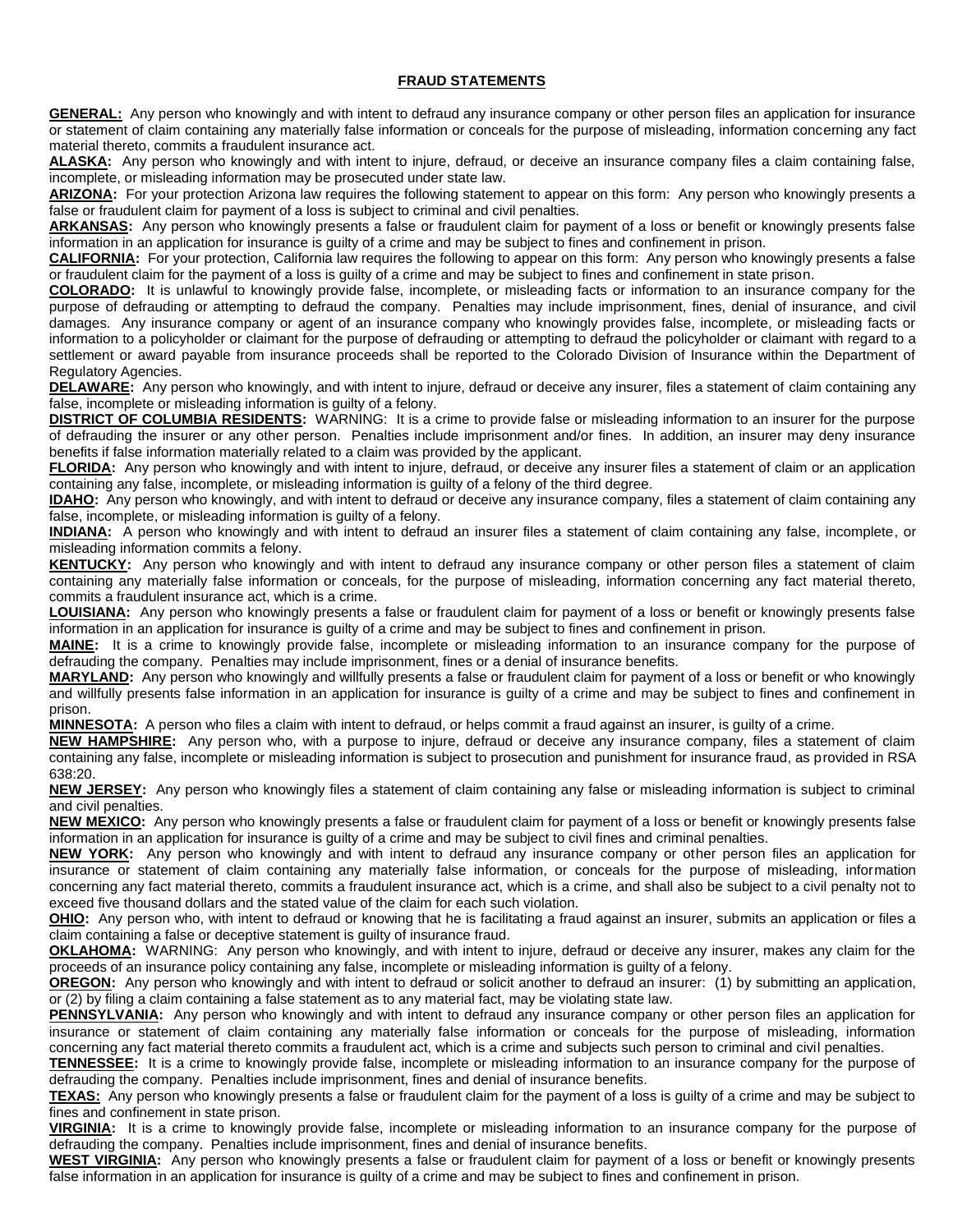# FRAUD STATEMENTS

**GENERAL:** Any person who knowingly and with intent to defraud any insurance company or other person files an application for insurance or statement of claim containing any materially false information or conceals for the purpose of misleading, information concerning any fact material thereto, commits a fraudulent insurance act.

**ALASKA:** Any person who knowingly and with intent to injure, defraud, or deceive an insurance company files a claim containing false, incomplete, or misleading information may be prosecuted under state law.

**ARIZONA:** For your protection Arizona law requires the following statement to appear on this form: Any person who knowingly presents a false or fraudulent claim for payment of a loss is subject to criminal and civil penalties.

**ARKANSAS:** Any person who knowingly presents a false or fraudulent claim for payment of a loss or benefit or knowingly presents false information in an application for insurance is guilty of a crime and may be subject to fines and confinement in prison.

**CALIFORNIA:** For your protection, California law requires the following to appear on this form: Any person who knowingly presents a false or fraudulent claim for the payment of a loss is guilty of a crime and may be subject to fines and confinement in state prison.

**COLORADO:** It is unlawful to knowingly provide false, incomplete, or misleading facts or information to an insurance company for the purpose of defrauding or attempting to defraud the company. Penalties may include imprisonment, fines, denial of insurance, and civil damages. Any insurance company or agent of an insurance company who knowingly provides false, incomplete, or misleading facts or information to a policyholder or claimant for the purpose of defrauding or attempting to defraud the policyholder or claimant with regard to a settlement or award payable from insurance proceeds shall be reported to the Colorado Division of Insurance within the Department of Regulatory Agencies.

**DELAWARE:** Any person who knowingly, and with intent to injure, defraud or deceive any insurer, files a statement of claim containing any false, incomplete or misleading information is guilty of a felony.

**DISTRICT OF COLUMBIA RESIDENTS:** WARNING: It is a crime to provide false or misleading information to an insurer for the purpose of defrauding the insurer or any other person. Penalties include imprisonment and/or fines. In addition, an insurer may deny insurance benefits if false information materially related to a claim was provided by the applicant.

**FLORIDA:** Any person who knowingly and with intent to injure, defraud, or deceive any insurer files a statement of claim or an application containing any false, incomplete, or misleading information is guilty of a felony of the third degree.

**IDAHO:** Any person who knowingly, and with intent to defraud or deceive any insurance company, files a statement of claim containing any false, incomplete, or misleading information is guilty of a felony.

**INDIANA:** A person who knowingly and with intent to defraud an insurer files a statement of claim containing any false, incomplete, or misleading information commits a felony.

**KENTUCKY:** Any person who knowingly and with intent to defraud any insurance company or other person files a statement of claim containing any materially false information or conceals, for the purpose of misleading, information concerning any fact material thereto, commits a fraudulent insurance act, which is a crime.

**LOUISIANA:** Any person who knowingly presents a false or fraudulent claim for payment of a loss or benefit or knowingly presents false information in an application for insurance is guilty of a crime and may be subject to fines and confinement in prison.

**MAINE:** It is a crime to knowingly provide false, incomplete or misleading information to an insurance company for the purpose of defrauding the company. Penalties may include imprisonment, fines or a denial of insurance benefits.

**MARYLAND:** Any person who knowingly and willfully presents a false or fraudulent claim for payment of a loss or benefit or who knowingly and willfully presents false information in an application for insurance is guilty of a crime and may be subject to fines and confinement in prison.

**MINNESOTA:** A person who files a claim with intent to defraud, or helps commit a fraud against an insurer, is guilty of a crime.

**NEW HAMPSHIRE:** Any person who, with a purpose to injure, defraud or deceive any insurance company, files a statement of claim containing any false, incomplete or misleading information is subject to prosecution and punishment for insurance fraud, as provided in RSA 638:20.

**NEW JERSEY:** Any person who knowingly files a statement of claim containing any false or misleading information is subject to criminal and civil penalties.

**NEW MEXICO:** Any person who knowingly presents a false or fraudulent claim for payment of a loss or benefit or knowingly presents false information in an application for insurance is guilty of a crime and may be subject to civil fines and criminal penalties.

**NEW YORK:** Any person who knowingly and with intent to defraud any insurance company or other person files an application for insurance or statement of claim containing any materially false information, or conceals for the purpose of misleading, information concerning any fact material thereto, commits a fraudulent insurance act, which is a crime, and shall also be subject to a civil penalty not to exceed five thousand dollars and the stated value of the claim for each such violation.

**OHIO:** Any person who, with intent to defraud or knowing that he is facilitating a fraud against an insurer, submits an application or files a claim containing a false or deceptive statement is guilty of insurance fraud.

**OKLAHOMA:** WARNING: Any person who knowingly, and with intent to injure, defraud or deceive any insurer, makes any claim for the proceeds of an insurance policy containing any false, incomplete or misleading information is guilty of a felony.

**OREGON:** Any person who knowingly and with intent to defraud or solicit another to defraud an insurer: (1) by submitting an application, or (2) by filing a claim containing a false statement as to any material fact, may be violating state law.

**PENNSYLVANIA:** Any person who knowingly and with intent to defraud any insurance company or other person files an application for insurance or statement of claim containing any materially false information or conceals for the purpose of misleading, information concerning any fact material thereto commits a fraudulent act, which is a crime and subjects such person to criminal and civil penalties.

**TENNESSEE:** It is a crime to knowingly provide false, incomplete or misleading information to an insurance company for the purpose of defrauding the company. Penalties include imprisonment, fines and denial of insurance benefits.

**TEXAS:** Any person who knowingly presents a false or fraudulent claim for the payment of a loss is guilty of a crime and may be subject to fines and confinement in state prison.

**VIRGINIA:** It is a crime to knowingly provide false, incomplete or misleading information to an insurance company for the purpose of defrauding the company. Penalties include imprisonment, fines and denial of insurance benefits.

**WEST VIRGINIA:** Any person who knowingly presents a false or fraudulent claim for payment of a loss or benefit or knowingly presents false information in an application for insurance is guilty of a crime and may be subject to fines and confinement in prison.